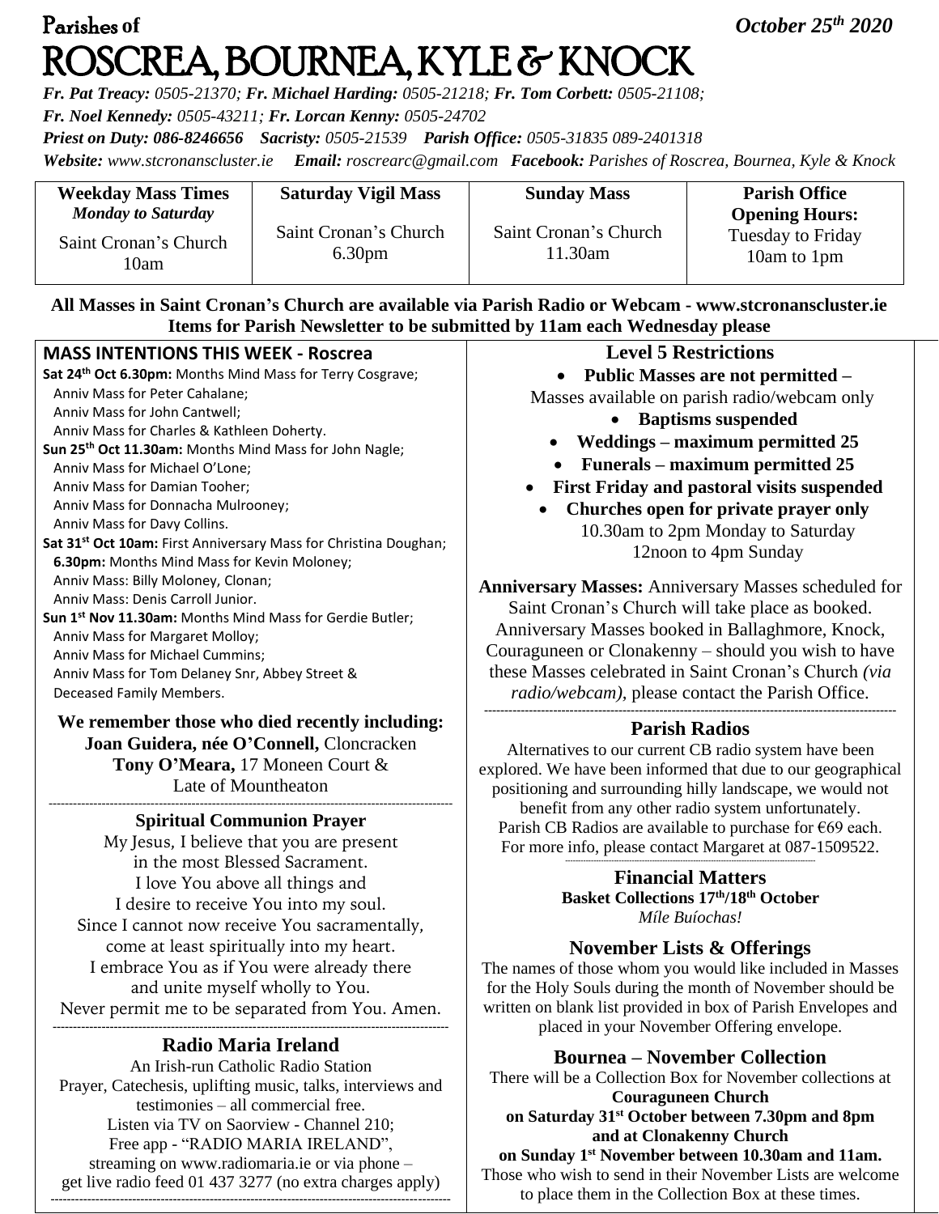Parishes of

# ROSCREA, BOURNEA, KYLE & KNOCK

*October 25th 2020*

***Fr. Pat Treacy:** 0505-21370; **Fr. Michael Harding:** 0505-21218; **Fr. Tom Corbett:** 0505-21108;*
***Fr. Noel Kennedy:** 0505-43211; **Fr. Lorcan Kenny:** 0505-24702*
***Priest on Duty:** 086-8246656 **Sacristy:** 0505-21539 **Parish Office:** 0505-31835 089-2401318*
***Website:** www.stcronanscluster.ie **Email:** roscrearc@gmail.com **Facebook:** Parishes of Roscrea, Bournea, Kyle & Knock*

| **Weekday Mass Times** *Monday to Saturday* | **Saturday Vigil Mass** | **Sunday Mass** | **Parish Office Opening Hours:** |
|---|---|---|---|
| Saint Cronan's Church 10am | Saint Cronan's Church 6.30pm | Saint Cronan's Church 11.30am | Tuesday to Friday 10am to 1pm |

**All Masses in Saint Cronan's Church are available via Parish Radio or Webcam - www.stcronanscluster.ie**
**Items for Parish Newsletter to be submitted by 11am each Wednesday please**

## MASS INTENTIONS THIS WEEK - Roscrea

**Sat 24th Oct 6.30pm:** Months Mind Mass for Terry Cosgrave;
Anniv Mass for Peter Cahalane;
Anniv Mass for John Cantwell;
Anniv Mass for Charles & Kathleen Doherty.
**Sun 25th Oct 11.30am:** Months Mind Mass for John Nagle;
Anniv Mass for Michael O'Lone;
Anniv Mass for Damian Tooher;
Anniv Mass for Donnacha Mulrooney;
Anniv Mass for Davy Collins.
**Sat 31st Oct 10am:** First Anniversary Mass for Christina Doughan;
**6.30pm:** Months Mind Mass for Kevin Moloney;
Anniv Mass: Billy Moloney, Clonan;
Anniv Mass: Denis Carroll Junior.
**Sun 1st Nov 11.30am:** Months Mind Mass for Gerdie Butler;
Anniv Mass for Margaret Molloy;
Anniv Mass for Michael Cummins;
Anniv Mass for Tom Delaney Snr, Abbey Street & Deceased Family Members.

**We remember those who died recently including:**
**Joan Guidera, née O'Connell,** Cloncracken
**Tony O'Meara,** 17 Moneen Court & Late of Mountheaton

---

### Spiritual Communion Prayer

My Jesus, I believe that you are present
in the most Blessed Sacrament.
I love You above all things and
I desire to receive You into my soul.
Since I cannot now receive You sacramentally,
come at least spiritually into my heart.
I embrace You as if You were already there
and unite myself wholly to You.
Never permit me to be separated from You. Amen.

---

### Radio Maria Ireland

An Irish-run Catholic Radio Station
Prayer, Catechesis, uplifting music, talks, interviews and testimonies – all commercial free.
Listen via TV on Saorview - Channel 210;
Free app - "RADIO MARIA IRELAND",
streaming on www.radiomaria.ie or via phone –
get live radio feed 01 437 3277 (no extra charges apply)

---

### Level 5 Restrictions

- **Public Masses are not permitted –** Masses available on parish radio/webcam only
- **Baptisms suspended**
- **Weddings – maximum permitted 25**
- **Funerals – maximum permitted 25**
- **First Friday and pastoral visits suspended**
- **Churches open for private prayer only** 10.30am to 2pm Monday to Saturday 12noon to 4pm Sunday

**Anniversary Masses:** Anniversary Masses scheduled for Saint Cronan's Church will take place as booked. Anniversary Masses booked in Ballaghmore, Knock, Couraguneen or Clonakenny – should you wish to have these Masses celebrated in Saint Cronan's Church *(via radio/webcam)*, please contact the Parish Office.

---

### Parish Radios

Alternatives to our current CB radio system have been explored. We have been informed that due to our geographical positioning and surrounding hilly landscape, we would not benefit from any other radio system unfortunately.
Parish CB Radios are available to purchase for €69 each.
For more info, please contact Margaret at 087-1509522.

---

### Financial Matters

**Basket Collections 17th/18th October**
*Míle Buíochas!*

### November Lists & Offerings

The names of those whom you would like included in Masses for the Holy Souls during the month of November should be written on blank list provided in box of Parish Envelopes and placed in your November Offering envelope.

### Bournea – November Collection

There will be a Collection Box for November collections at **Couraguneen Church on Saturday 31st October between 7.30pm and 8pm and at Clonakenny Church on Sunday 1st November between 10.30am and 11am.**
Those who wish to send in their November Lists are welcome to place them in the Collection Box at these times.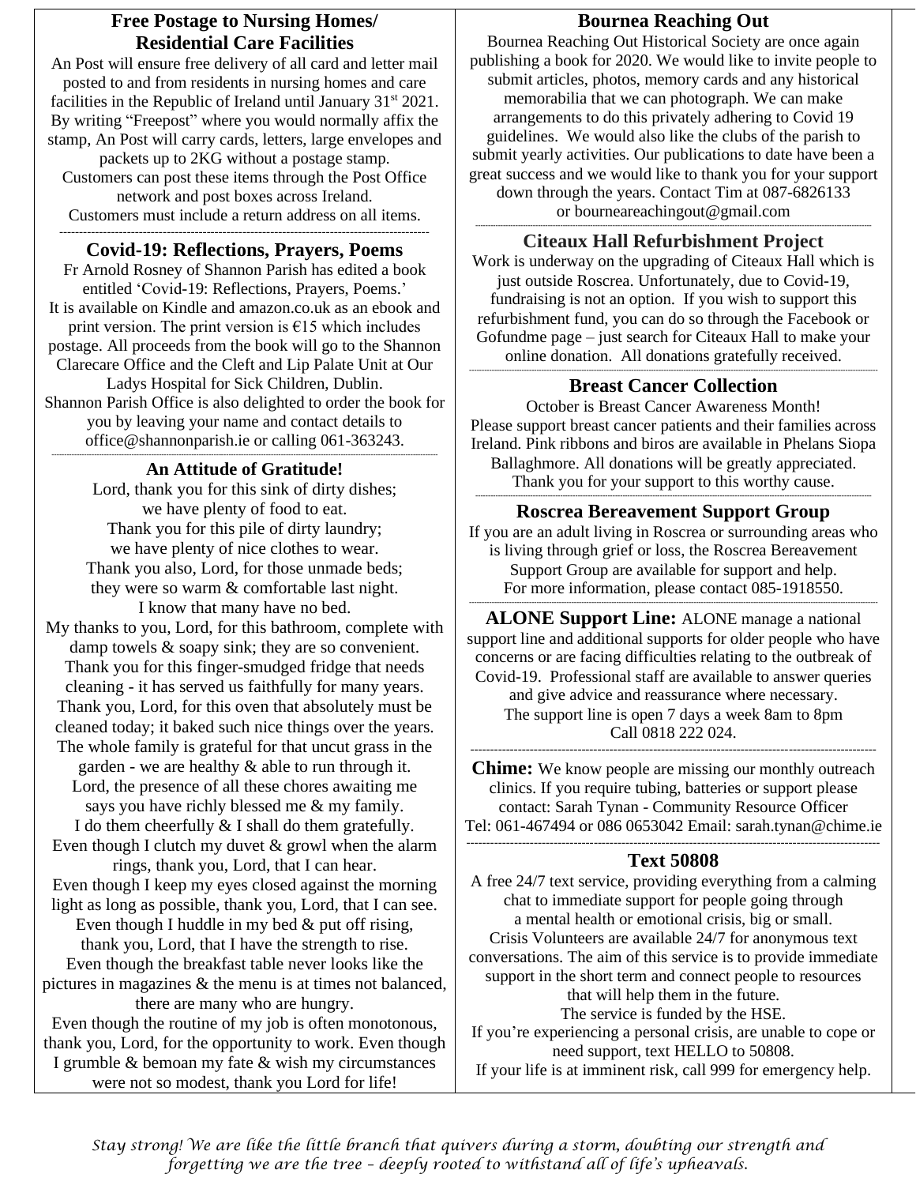## Free Postage to Nursing Homes/ Residential Care Facilities

An Post will ensure free delivery of all card and letter mail posted to and from residents in nursing homes and care facilities in the Republic of Ireland until January 31st 2021. By writing "Freepost" where you would normally affix the stamp, An Post will carry cards, letters, large envelopes and packets up to 2KG without a postage stamp. Customers can post these items through the Post Office network and post boxes across Ireland. Customers must include a return address on all items.

## Covid-19: Reflections, Prayers, Poems

Fr Arnold Rosney of Shannon Parish has edited a book entitled 'Covid-19: Reflections, Prayers, Poems.' It is available on Kindle and amazon.co.uk as an ebook and print version. The print version is €15 which includes postage. All proceeds from the book will go to the Shannon Clarecare Office and the Cleft and Lip Palate Unit at Our Ladys Hospital for Sick Children, Dublin. Shannon Parish Office is also delighted to order the book for you by leaving your name and contact details to office@shannonparish.ie or calling 061-363243.

## An Attitude of Gratitude!

Lord, thank you for this sink of dirty dishes;
we have plenty of food to eat.
Thank you for this pile of dirty laundry;
we have plenty of nice clothes to wear.
Thank you also, Lord, for those unmade beds;
they were so warm & comfortable last night.
I know that many have no bed.
My thanks to you, Lord, for this bathroom, complete with damp towels & soapy sink; they are so convenient.
Thank you for this finger-smudged fridge that needs cleaning - it has served us faithfully for many years.
Thank you, Lord, for this oven that absolutely must be cleaned today; it baked such nice things over the years.
The whole family is grateful for that uncut grass in the garden - we are healthy & able to run through it.
Lord, the presence of all these chores awaiting me says you have richly blessed me & my family.
I do them cheerfully & I shall do them gratefully.
Even though I clutch my duvet & growl when the alarm rings, thank you, Lord, that I can hear.
Even though I keep my eyes closed against the morning light as long as possible, thank you, Lord, that I can see.
Even though I huddle in my bed & put off rising, thank you, Lord, that I have the strength to rise.
Even though the breakfast table never looks like the pictures in magazines & the menu is at times not balanced, there are many who are hungry.
Even though the routine of my job is often monotonous, thank you, Lord, for the opportunity to work. Even though I grumble & bemoan my fate & wish my circumstances were not so modest, thank you Lord for life!

## Bournea Reaching Out

Bournea Reaching Out Historical Society are once again publishing a book for 2020. We would like to invite people to submit articles, photos, memory cards and any historical memorabilia that we can photograph. We can make arrangements to do this privately adhering to Covid 19 guidelines. We would also like the clubs of the parish to submit yearly activities. Our publications to date have been a great success and we would like to thank you for your support down through the years. Contact Tim at 087-6826133 or bourneareachingout@gmail.com

## Citeaux Hall Refurbishment Project

Work is underway on the upgrading of Citeaux Hall which is just outside Roscrea. Unfortunately, due to Covid-19, fundraising is not an option. If you wish to support this refurbishment fund, you can do so through the Facebook or Gofundme page – just search for Citeaux Hall to make your online donation. All donations gratefully received.

## Breast Cancer Collection

October is Breast Cancer Awareness Month! Please support breast cancer patients and their families across Ireland. Pink ribbons and biros are available in Phelans Siopa Ballaghmore. All donations will be greatly appreciated. Thank you for your support to this worthy cause.

## Roscrea Bereavement Support Group

If you are an adult living in Roscrea or surrounding areas who is living through grief or loss, the Roscrea Bereavement Support Group are available for support and help. For more information, please contact 085-1918550.

**ALONE Support Line:** ALONE manage a national support line and additional supports for older people who have concerns or are facing difficulties relating to the outbreak of Covid-19. Professional staff are available to answer queries and give advice and reassurance where necessary. The support line is open 7 days a week 8am to 8pm Call 0818 222 024.

**Chime:** We know people are missing our monthly outreach clinics. If you require tubing, batteries or support please contact: Sarah Tynan - Community Resource Officer Tel: 061-467494 or 086 0653042 Email: sarah.tynan@chime.ie

## Text 50808

A free 24/7 text service, providing everything from a calming chat to immediate support for people going through a mental health or emotional crisis, big or small. Crisis Volunteers are available 24/7 for anonymous text conversations. The aim of this service is to provide immediate support in the short term and connect people to resources that will help them in the future. The service is funded by the HSE. If you're experiencing a personal crisis, are unable to cope or need support, text HELLO to 50808. If your life is at imminent risk, call 999 for emergency help.

*Stay strong! We are like the little branch that quivers during a storm, doubting our strength and forgetting we are the tree – deeply rooted to withstand all of life's upheavals.*